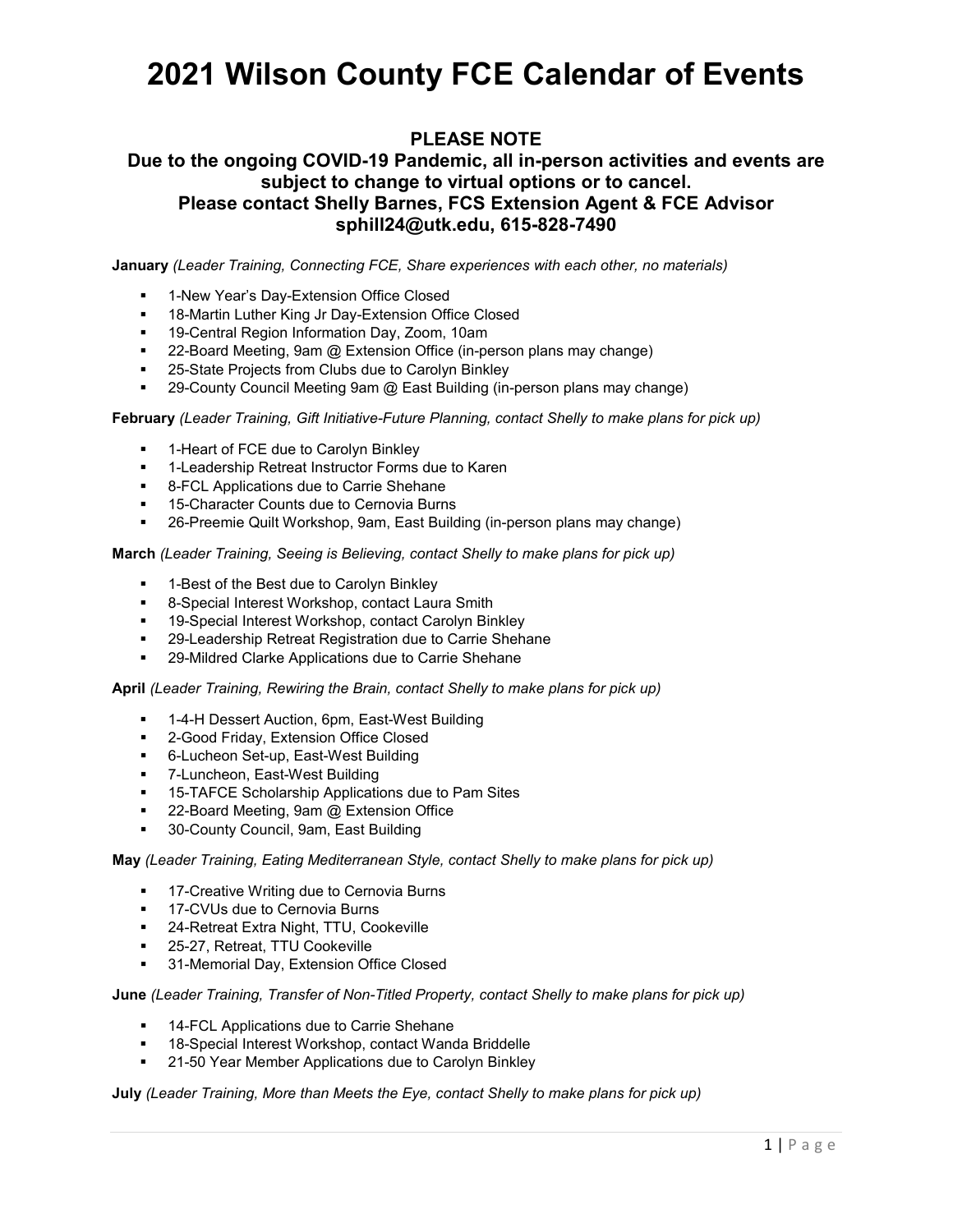# 2021 Wilson County FCE Calendar of Events

**PLEASE NOTE**
**Due to the ongoing COVID-19 Pandemic, all in-person activities and events are subject to change to virtual options or to cancel.**
**Please contact Shelly Barnes, FCS Extension Agent & FCE Advisor**
**sphill24@utk.edu, 615-828-7490**

**January** *(Leader Training, Connecting FCE, Share experiences with each other, no materials)*

- 1-New Year's Day-Extension Office Closed
- 18-Martin Luther King Jr Day-Extension Office Closed
- 19-Central Region Information Day, Zoom, 10am
- 22-Board Meeting, 9am @ Extension Office (in-person plans may change)
- 25-State Projects from Clubs due to Carolyn Binkley
- 29-County Council Meeting 9am @ East Building (in-person plans may change)

**February** *(Leader Training, Gift Initiative-Future Planning, contact Shelly to make plans for pick up)*

- 1-Heart of FCE due to Carolyn Binkley
- 1-Leadership Retreat Instructor Forms due to Karen
- 8-FCL Applications due to Carrie Shehane
- 15-Character Counts due to Cernovia Burns
- 26-Preemie Quilt Workshop, 9am, East Building (in-person plans may change)

**March** *(Leader Training, Seeing is Believing, contact Shelly to make plans for pick up)*

- 1-Best of the Best due to Carolyn Binkley
- 8-Special Interest Workshop, contact Laura Smith
- 19-Special Interest Workshop, contact Carolyn Binkley
- 29-Leadership Retreat Registration due to Carrie Shehane
- 29-Mildred Clarke Applications due to Carrie Shehane

**April** *(Leader Training, Rewiring the Brain, contact Shelly to make plans for pick up)*

- 1-4-H Dessert Auction, 6pm, East-West Building
- 2-Good Friday, Extension Office Closed
- 6-Lucheon Set-up, East-West Building
- 7-Luncheon, East-West Building
- 15-TAFCE Scholarship Applications due to Pam Sites
- 22-Board Meeting, 9am @ Extension Office
- 30-County Council, 9am, East Building

**May** *(Leader Training, Eating Mediterranean Style, contact Shelly to make plans for pick up)*

- 17-Creative Writing due to Cernovia Burns
- 17-CVUs due to Cernovia Burns
- 24-Retreat Extra Night, TTU, Cookeville
- 25-27, Retreat, TTU Cookeville
- 31-Memorial Day, Extension Office Closed

**June** *(Leader Training, Transfer of Non-Titled Property, contact Shelly to make plans for pick up)*

- 14-FCL Applications due to Carrie Shehane
- 18-Special Interest Workshop, contact Wanda Briddelle
- 21-50 Year Member Applications due to Carolyn Binkley

**July** *(Leader Training, More than Meets the Eye, contact Shelly to make plans for pick up)*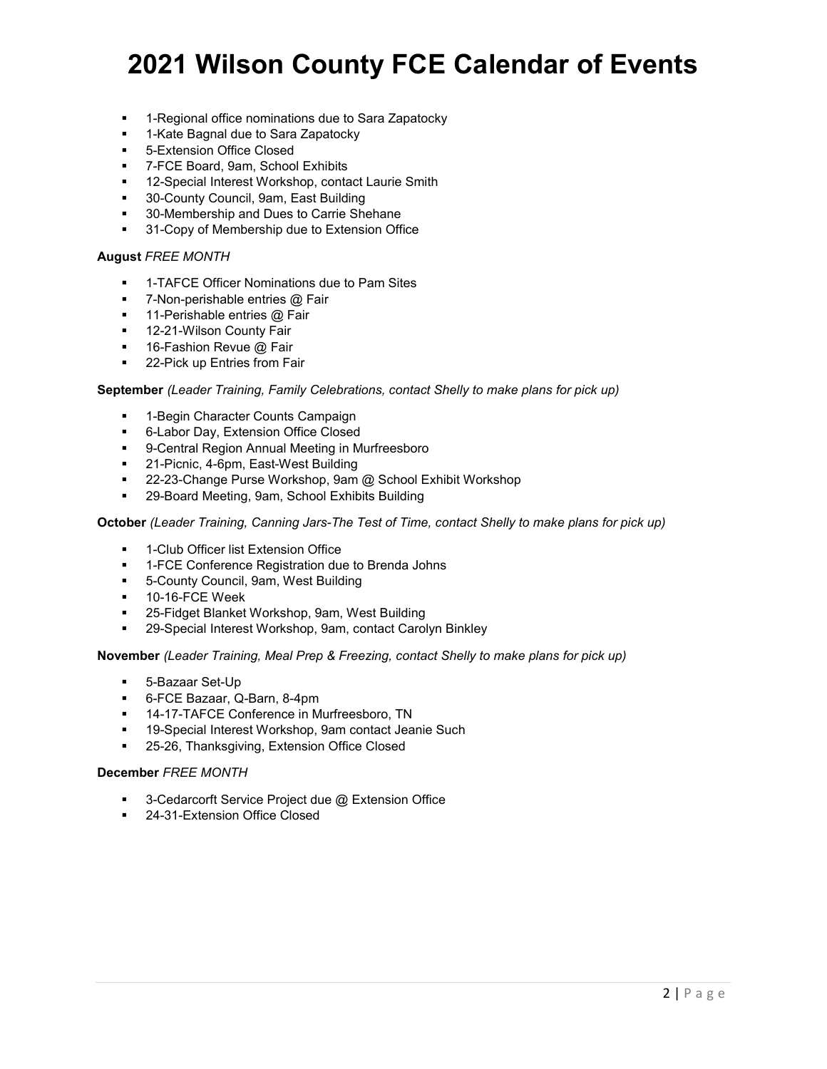# 2021 Wilson County FCE Calendar of Events

- 1-Regional office nominations due to Sara Zapatocky
- 1-Kate Bagnal due to Sara Zapatocky
- 5-Extension Office Closed
- 7-FCE Board, 9am, School Exhibits
- 12-Special Interest Workshop, contact Laurie Smith
- 30-County Council, 9am, East Building
- 30-Membership and Dues to Carrie Shehane
- 31-Copy of Membership due to Extension Office

**August** *FREE MONTH*

- 1-TAFCE Officer Nominations due to Pam Sites
- 7-Non-perishable entries @ Fair
- 11-Perishable entries @ Fair
- 12-21-Wilson County Fair
- 16-Fashion Revue @ Fair
- 22-Pick up Entries from Fair

**September** *(Leader Training, Family Celebrations, contact Shelly to make plans for pick up)*

- 1-Begin Character Counts Campaign
- 6-Labor Day, Extension Office Closed
- 9-Central Region Annual Meeting in Murfreesboro
- 21-Picnic, 4-6pm, East-West Building
- 22-23-Change Purse Workshop, 9am @ School Exhibit Workshop
- 29-Board Meeting, 9am, School Exhibits Building

**October** *(Leader Training, Canning Jars-The Test of Time, contact Shelly to make plans for pick up)*

- 1-Club Officer list Extension Office
- 1-FCE Conference Registration due to Brenda Johns
- 5-County Council, 9am, West Building
- 10-16-FCE Week
- 25-Fidget Blanket Workshop, 9am, West Building
- 29-Special Interest Workshop, 9am, contact Carolyn Binkley

**November** *(Leader Training, Meal Prep & Freezing, contact Shelly to make plans for pick up)*

- 5-Bazaar Set-Up
- 6-FCE Bazaar, Q-Barn, 8-4pm
- 14-17-TAFCE Conference in Murfreesboro, TN
- 19-Special Interest Workshop, 9am contact Jeanie Such
- 25-26, Thanksgiving, Extension Office Closed

**December** *FREE MONTH*

- 3-Cedarcorft Service Project due @ Extension Office
- 24-31-Extension Office Closed